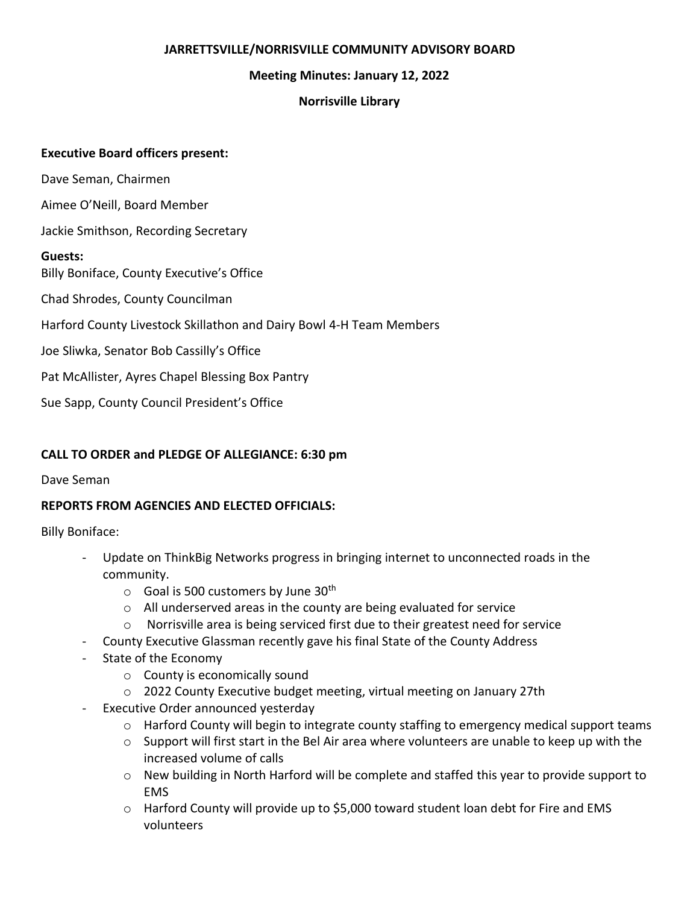**JARRETTSVILLE/NORRISVILLE COMMUNITY ADVISORY BOARD**

**Meeting Minutes: January 12, 2022**

**Norrisville Library**

**Executive Board officers present:**

Dave Seman, Chairmen

Aimee O'Neill, Board Member

Jackie Smithson, Recording Secretary

**Guests:**

Billy Boniface, County Executive's Office

Chad Shrodes, County Councilman

Harford County Livestock Skillathon and Dairy Bowl 4-H Team Members

Joe Sliwka, Senator Bob Cassilly's Office

Pat McAllister, Ayres Chapel Blessing Box Pantry

Sue Sapp, County Council President's Office

**CALL TO ORDER and PLEDGE OF ALLEGIANCE: 6:30 pm**

Dave Seman

**REPORTS FROM AGENCIES AND ELECTED OFFICIALS:**

Billy Boniface:

- Update on ThinkBig Networks progress in bringing internet to unconnected roads in the community.
  - Goal is 500 customers by June 30th
  - All underserved areas in the county are being evaluated for service
  - Norrisville area is being serviced first due to their greatest need for service
- County Executive Glassman recently gave his final State of the County Address
- State of the Economy
  - County is economically sound
  - 2022 County Executive budget meeting, virtual meeting on January 27th
- Executive Order announced yesterday
  - Harford County will begin to integrate county staffing to emergency medical support teams
  - Support will first start in the Bel Air area where volunteers are unable to keep up with the increased volume of calls
  - New building in North Harford will be complete and staffed this year to provide support to EMS
  - Harford County will provide up to $5,000 toward student loan debt for Fire and EMS volunteers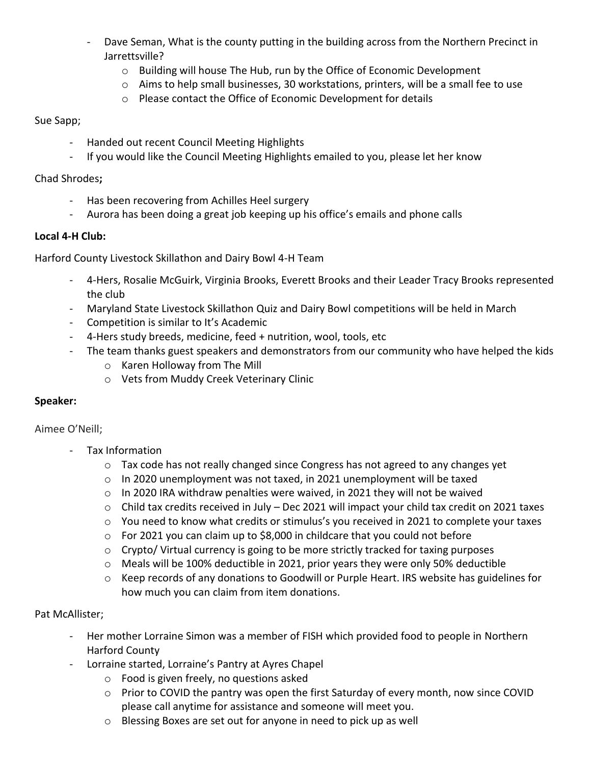- Dave Seman, What is the county putting in the building across from the Northern Precinct in Jarrettsville?
    - Building will house The Hub, run by the Office of Economic Development
    - Aims to help small businesses, 30 workstations, printers, will be a small fee to use
    - Please contact the Office of Economic Development for details

Sue Sapp;

- Handed out recent Council Meeting Highlights
- If you would like the Council Meeting Highlights emailed to you, please let her know

Chad Shrodes**;**

- Has been recovering from Achilles Heel surgery
- Aurora has been doing a great job keeping up his office's emails and phone calls

**Local 4-H Club:**

Harford County Livestock Skillathon and Dairy Bowl 4-H Team

- 4-Hers, Rosalie McGuirk, Virginia Brooks, Everett Brooks and their Leader Tracy Brooks represented the club
- Maryland State Livestock Skillathon Quiz and Dairy Bowl competitions will be held in March
- Competition is similar to It's Academic
- 4-Hers study breeds, medicine, feed + nutrition, wool, tools, etc
- The team thanks guest speakers and demonstrators from our community who have helped the kids
    - Karen Holloway from The Mill
    - Vets from Muddy Creek Veterinary Clinic

**Speaker:**

Aimee O'Neill;

- Tax Information
    - Tax code has not really changed since Congress has not agreed to any changes yet
    - In 2020 unemployment was not taxed, in 2021 unemployment will be taxed
    - In 2020 IRA withdraw penalties were waived, in 2021 they will not be waived
    - Child tax credits received in July – Dec 2021 will impact your child tax credit on 2021 taxes
    - You need to know what credits or stimulus's you received in 2021 to complete your taxes
    - For 2021 you can claim up to $8,000 in childcare that you could not before
    - Crypto/ Virtual currency is going to be more strictly tracked for taxing purposes
    - Meals will be 100% deductible in 2021, prior years they were only 50% deductible
    - Keep records of any donations to Goodwill or Purple Heart. IRS website has guidelines for how much you can claim from item donations.

Pat McAllister;

- Her mother Lorraine Simon was a member of FISH which provided food to people in Northern Harford County
- Lorraine started, Lorraine's Pantry at Ayres Chapel
    - Food is given freely, no questions asked
    - Prior to COVID the pantry was open the first Saturday of every month, now since COVID please call anytime for assistance and someone will meet you.
    - Blessing Boxes are set out for anyone in need to pick up as well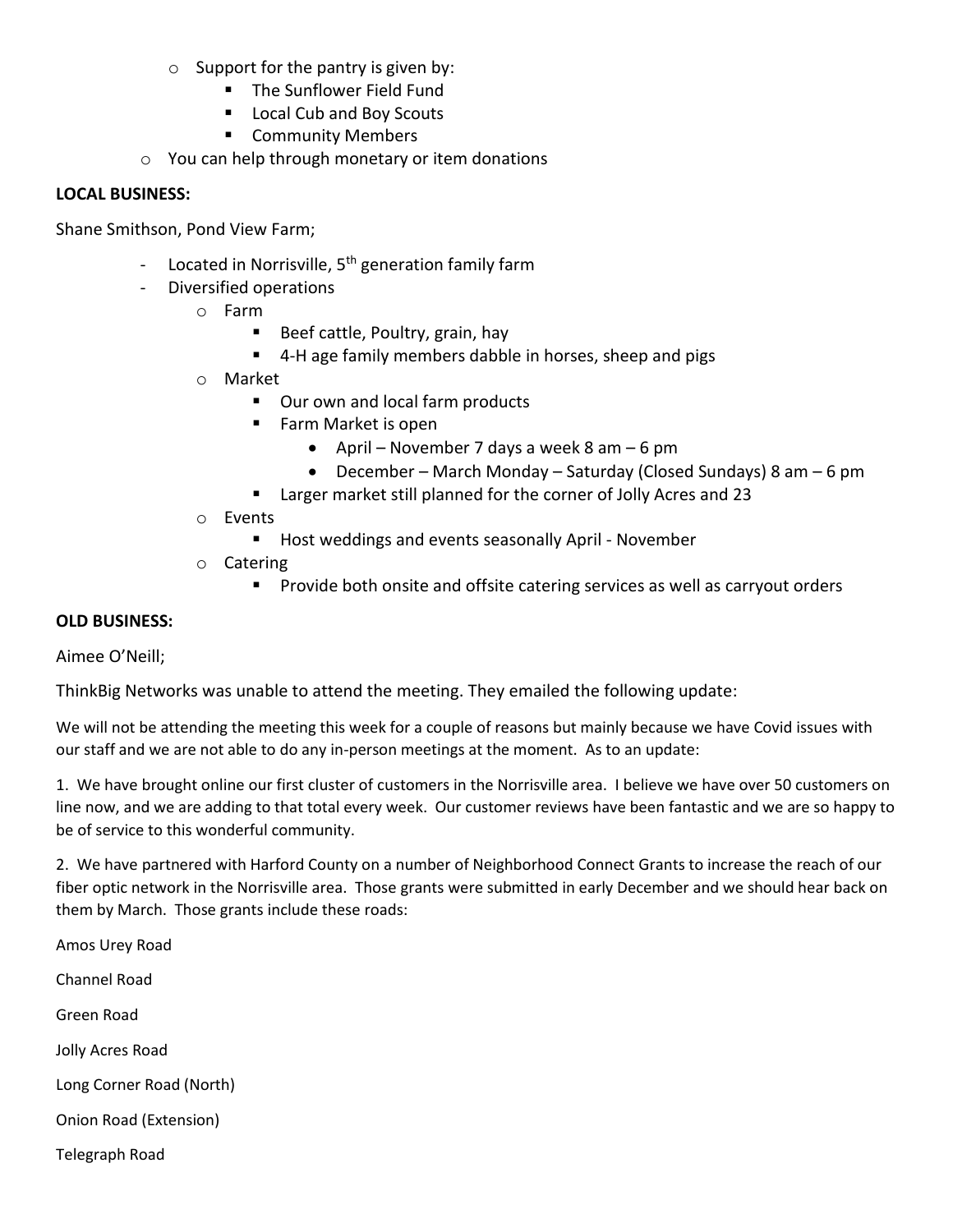- Support for the pantry is given by:
    - The Sunflower Field Fund
    - Local Cub and Boy Scouts
    - Community Members
- You can help through monetary or item donations

**LOCAL BUSINESS:**

Shane Smithson, Pond View Farm;

- Located in Norrisville, 5th generation family farm
- Diversified operations
    - Farm
        - Beef cattle, Poultry, grain, hay
        - 4-H age family members dabble in horses, sheep and pigs
    - Market
        - Our own and local farm products
        - Farm Market is open
            - April – November 7 days a week 8 am – 6 pm
            - December – March Monday – Saturday (Closed Sundays) 8 am – 6 pm
        - Larger market still planned for the corner of Jolly Acres and 23
    - Events
        - Host weddings and events seasonally April - November
    - Catering
        - Provide both onsite and offsite catering services as well as carryout orders

**OLD BUSINESS:**

Aimee O'Neill;

ThinkBig Networks was unable to attend the meeting. They emailed the following update:

We will not be attending the meeting this week for a couple of reasons but mainly because we have Covid issues with our staff and we are not able to do any in-person meetings at the moment. As to an update:

1. We have brought online our first cluster of customers in the Norrisville area. I believe we have over 50 customers on line now, and we are adding to that total every week. Our customer reviews have been fantastic and we are so happy to be of service to this wonderful community.

2. We have partnered with Harford County on a number of Neighborhood Connect Grants to increase the reach of our fiber optic network in the Norrisville area. Those grants were submitted in early December and we should hear back on them by March. Those grants include these roads:

Amos Urey Road

Channel Road

Green Road

Jolly Acres Road

Long Corner Road (North)

Onion Road (Extension)

Telegraph Road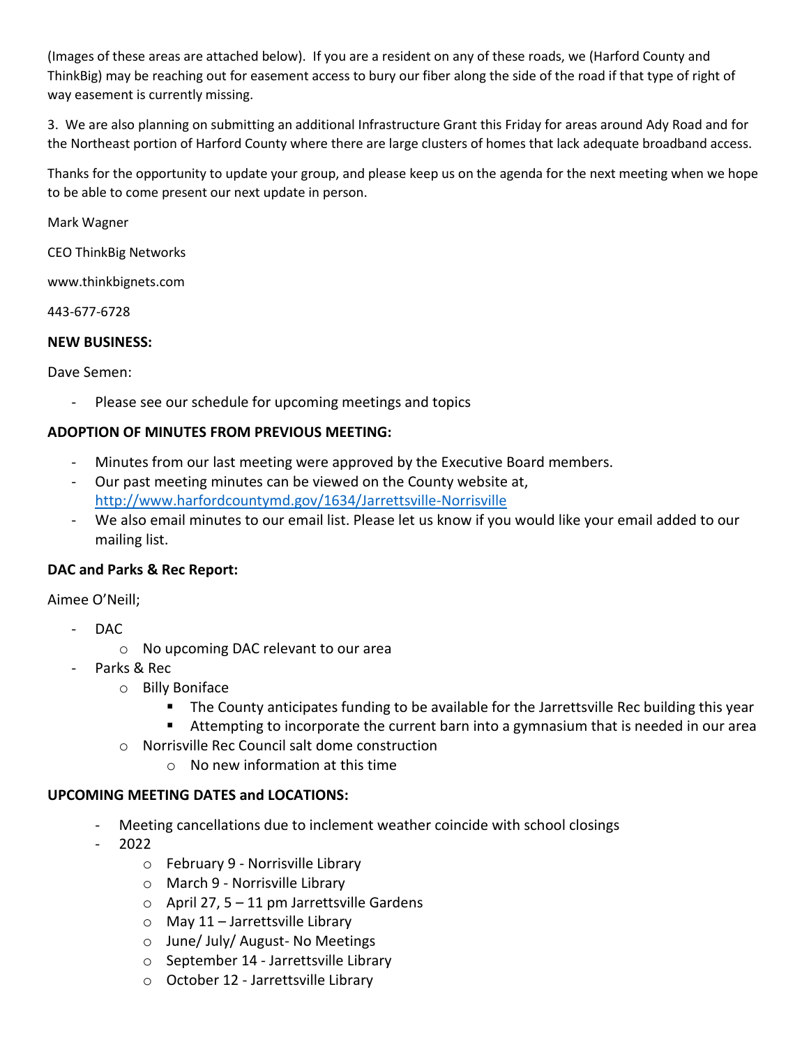(Images of these areas are attached below). If you are a resident on any of these roads, we (Harford County and ThinkBig) may be reaching out for easement access to bury our fiber along the side of the road if that type of right of way easement is currently missing.

3. We are also planning on submitting an additional Infrastructure Grant this Friday for areas around Ady Road and for the Northeast portion of Harford County where there are large clusters of homes that lack adequate broadband access.

Thanks for the opportunity to update your group, and please keep us on the agenda for the next meeting when we hope to be able to come present our next update in person.

Mark Wagner

CEO ThinkBig Networks

www.thinkbignets.com

443-677-6728

**NEW BUSINESS:**

Dave Semen:

- Please see our schedule for upcoming meetings and topics

**ADOPTION OF MINUTES FROM PREVIOUS MEETING:**

- Minutes from our last meeting were approved by the Executive Board members.
- Our past meeting minutes can be viewed on the County website at, http://www.harfordcountymd.gov/1634/Jarrettsville-Norrisville
- We also email minutes to our email list. Please let us know if you would like your email added to our mailing list.

**DAC and Parks & Rec Report:**

Aimee O'Neill;

- DAC
  - No upcoming DAC relevant to our area
- Parks & Rec
  - Billy Boniface
    - The County anticipates funding to be available for the Jarrettsville Rec building this year
    - Attempting to incorporate the current barn into a gymnasium that is needed in our area
  - Norrisville Rec Council salt dome construction
    - No new information at this time

**UPCOMING MEETING DATES and LOCATIONS:**

- Meeting cancellations due to inclement weather coincide with school closings
- 2022
  - February 9 - Norrisville Library
  - March 9 - Norrisville Library
  - April 27, 5 – 11 pm Jarrettsville Gardens
  - May 11 – Jarrettsville Library
  - June/ July/ August- No Meetings
  - September 14 - Jarrettsville Library
  - October 12 - Jarrettsville Library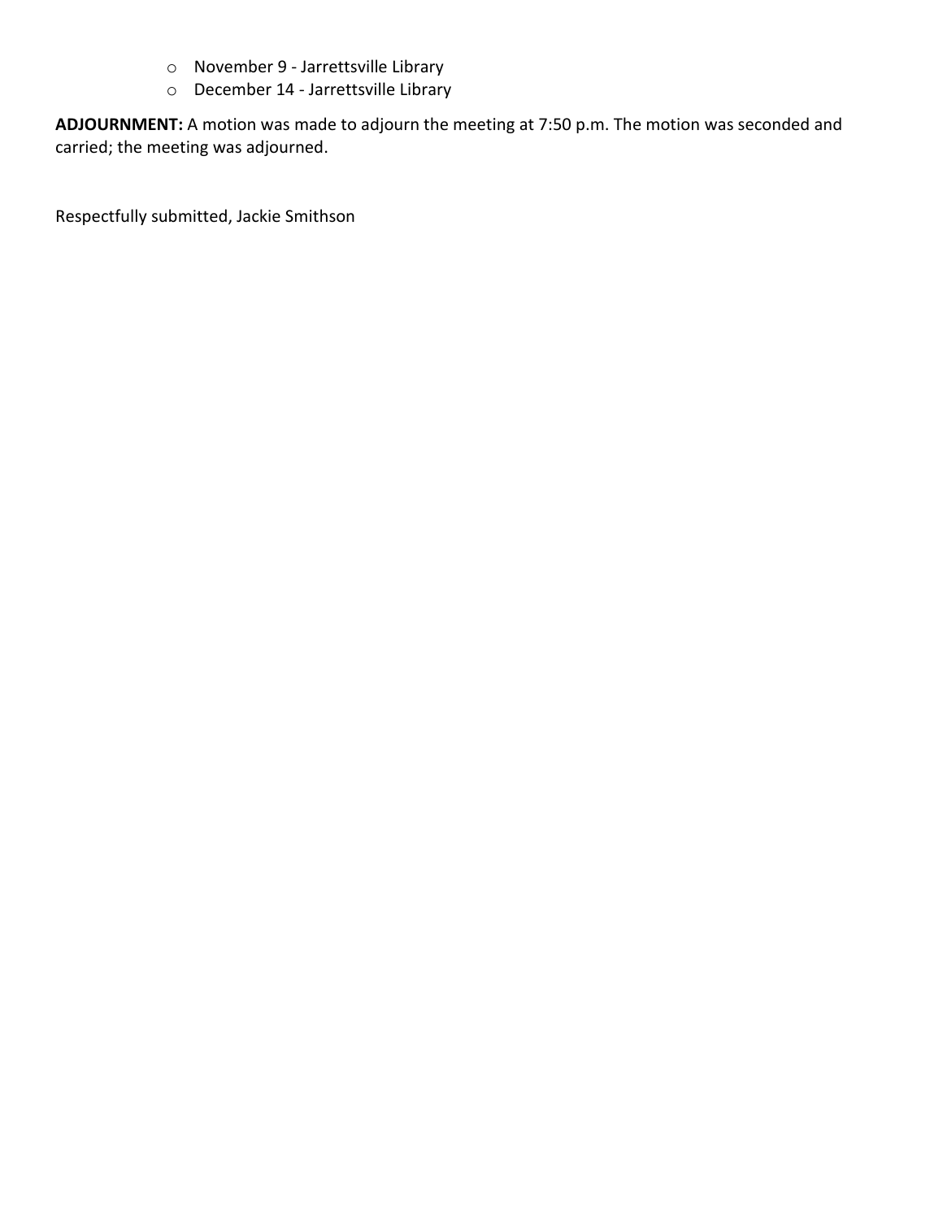- November 9 - Jarrettsville Library
  - December 14 - Jarrettsville Library

**ADJOURNMENT:** A motion was made to adjourn the meeting at 7:50 p.m. The motion was seconded and carried; the meeting was adjourned.

Respectfully submitted, Jackie Smithson